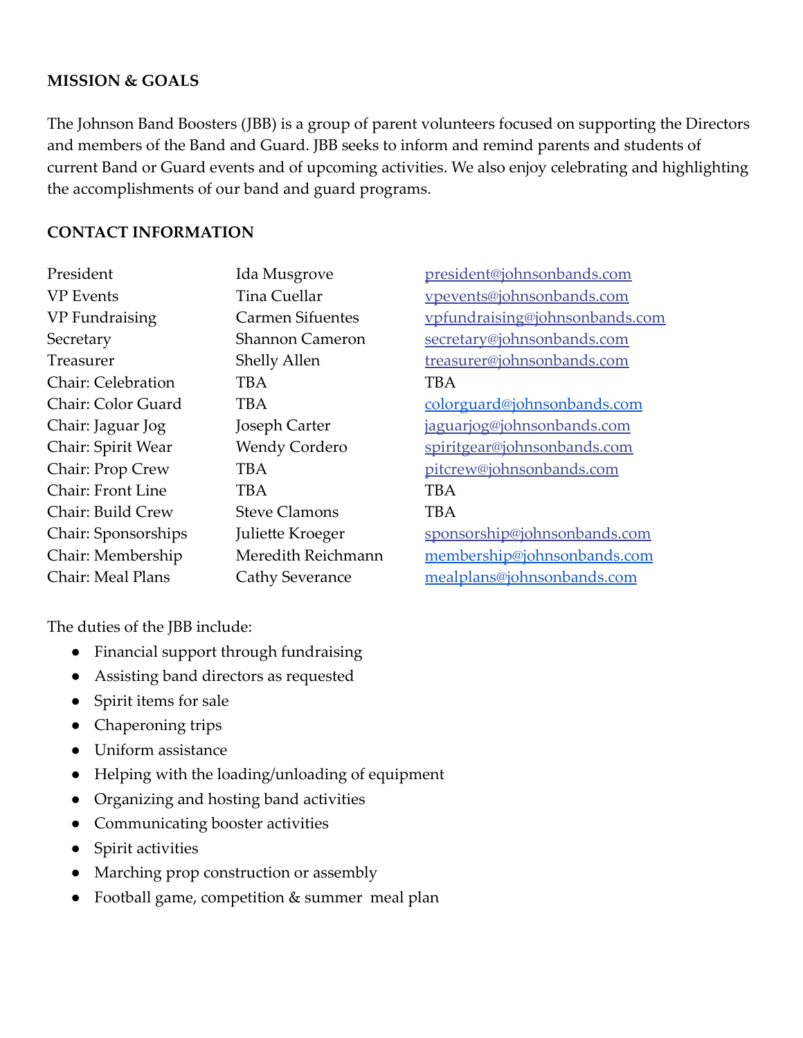**MISSION & GOALS**

The Johnson Band Boosters (JBB) is a group of parent volunteers focused on supporting the Directors and members of the Band and Guard. JBB seeks to inform and remind parents and students of current Band or Guard events and of upcoming activities. We also enjoy celebrating and highlighting the accomplishments of our band and guard programs.

**CONTACT INFORMATION**

| | | |
|---|---|---|
| President | Ida Musgrove | president@johnsonbands.com |
| VP Events | Tina Cuellar | vpevents@johnsonbands.com |
| VP Fundraising | Carmen Sifuentes | vpfundraising@johnsonbands.com |
| Secretary | Shannon Cameron | secretary@johnsonbands.com |
| Treasurer | Shelly Allen | treasurer@johnsonbands.com |
| Chair: Celebration | TBA | TBA |
| Chair: Color Guard | TBA | colorguard@johnsonbands.com |
| Chair: Jaguar Jog | Joseph Carter | jaguarjog@johnsonbands.com |
| Chair: Spirit Wear | Wendy Cordero | spiritgear@johnsonbands.com |
| Chair: Prop Crew | TBA | pitcrew@johnsonbands.com |
| Chair: Front Line | TBA | TBA |
| Chair: Build Crew | Steve Clamons | TBA |
| Chair: Sponsorships | Juliette Kroeger | sponsorship@johnsonbands.com |
| Chair: Membership | Meredith Reichmann | membership@johnsonbands.com |
| Chair: Meal Plans | Cathy Severance | mealplans@johnsonbands.com |

The duties of the JBB include:

- Financial support through fundraising
- Assisting band directors as requested
- Spirit items for sale
- Chaperoning trips
- Uniform assistance
- Helping with the loading/unloading of equipment
- Organizing and hosting band activities
- Communicating booster activities
- Spirit activities
- Marching prop construction or assembly
- Football game, competition & summer meal plan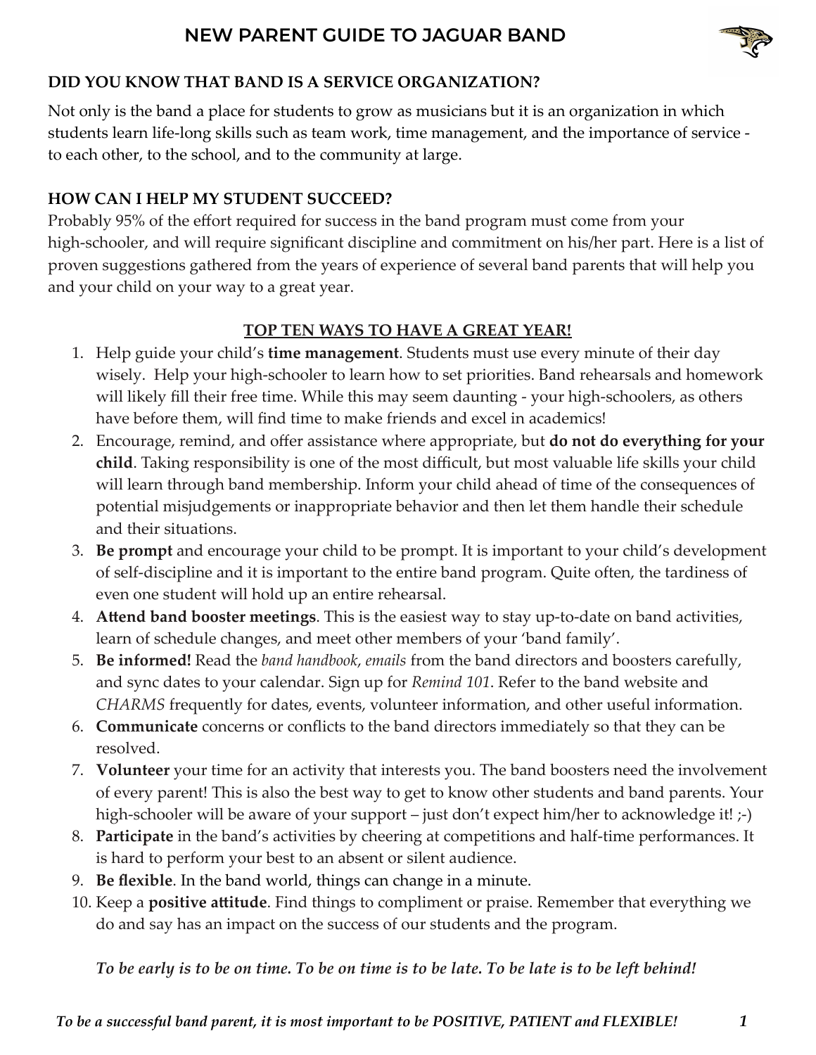# NEW PARENT GUIDE TO JAGUAR BAND

**DID YOU KNOW THAT BAND IS A SERVICE ORGANIZATION?**

Not only is the band a place for students to grow as musicians but it is an organization in which students learn life-long skills such as team work, time management, and the importance of service - to each other, to the school, and to the community at large.

**HOW CAN I HELP MY STUDENT SUCCEED?**

Probably 95% of the effort required for success in the band program must come from your high-schooler, and will require significant discipline and commitment on his/her part. Here is a list of proven suggestions gathered from the years of experience of several band parents that will help you and your child on your way to a great year.

**TOP TEN WAYS TO HAVE A GREAT YEAR!**

1. Help guide your child's **time management**. Students must use every minute of their day wisely. Help your high-schooler to learn how to set priorities. Band rehearsals and homework will likely fill their free time. While this may seem daunting - your high-schoolers, as others have before them, will find time to make friends and excel in academics!
2. Encourage, remind, and offer assistance where appropriate, but **do not do everything for your child**. Taking responsibility is one of the most difficult, but most valuable life skills your child will learn through band membership. Inform your child ahead of time of the consequences of potential misjudgements or inappropriate behavior and then let them handle their schedule and their situations.
3. **Be prompt** and encourage your child to be prompt. It is important to your child's development of self-discipline and it is important to the entire band program. Quite often, the tardiness of even one student will hold up an entire rehearsal.
4. **Attend band booster meetings**. This is the easiest way to stay up-to-date on band activities, learn of schedule changes, and meet other members of your 'band family'.
5. **Be informed!** Read the *band handbook*, *emails* from the band directors and boosters carefully, and sync dates to your calendar. Sign up for *Remind 101*. Refer to the band website and *CHARMS* frequently for dates, events, volunteer information, and other useful information.
6. **Communicate** concerns or conflicts to the band directors immediately so that they can be resolved.
7. **Volunteer** your time for an activity that interests you. The band boosters need the involvement of every parent! This is also the best way to get to know other students and band parents. Your high-schooler will be aware of your support – just don't expect him/her to acknowledge it! ;-)
8. **Participate** in the band's activities by cheering at competitions and half-time performances. It is hard to perform your best to an absent or silent audience.
9. **Be flexible**. In the band world, things can change in a minute.
10. Keep a **positive attitude**. Find things to compliment or praise. Remember that everything we do and say has an impact on the success of our students and the program.

***To be early is to be on time. To be on time is to be late. To be late is to be left behind!***

***To be a successful band parent, it is most important to be POSITIVE, PATIENT and FLEXIBLE!***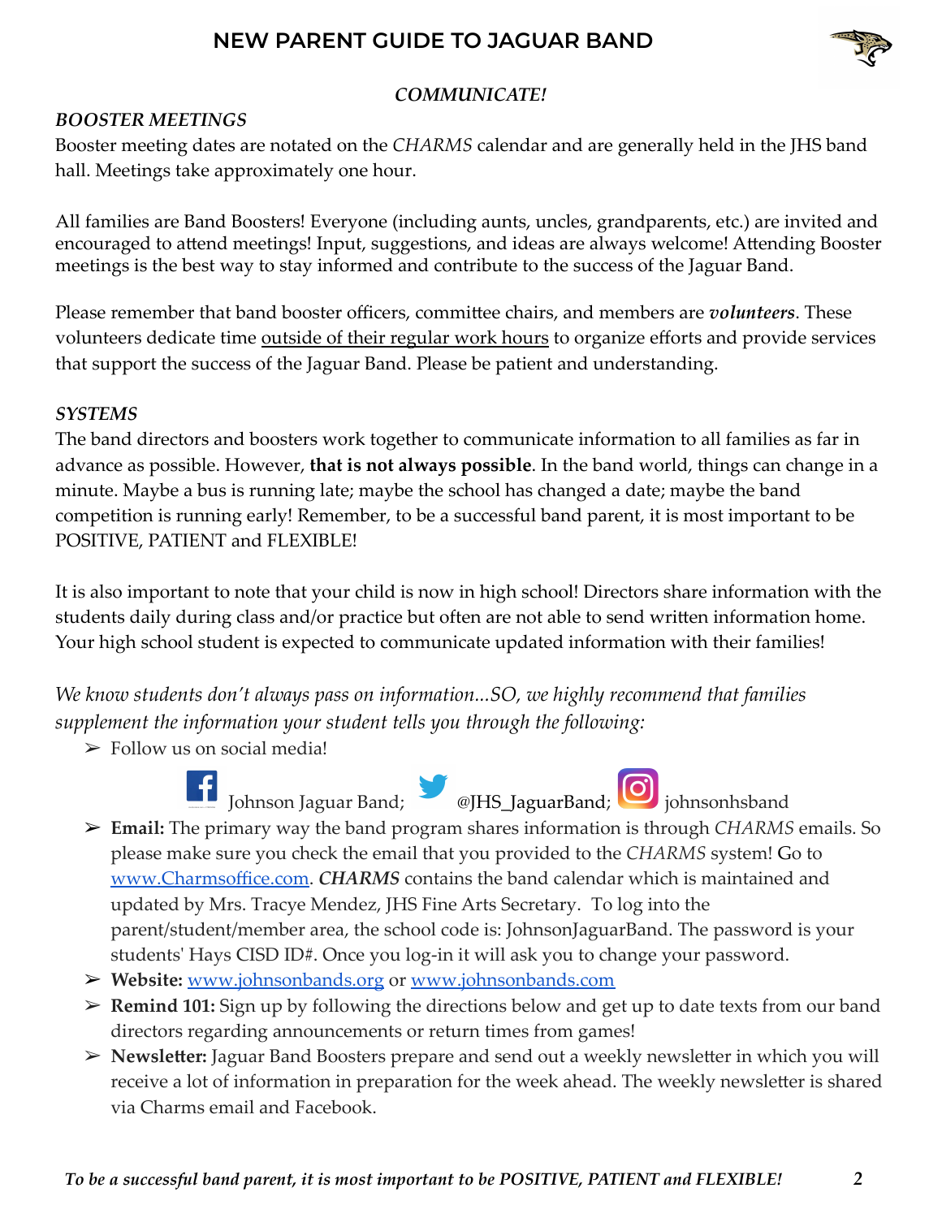# NEW PARENT GUIDE TO JAGUAR BAND

***COMMUNICATE!***

***BOOSTER MEETINGS***

Booster meeting dates are notated on the *CHARMS* calendar and are generally held in the JHS band hall. Meetings take approximately one hour.

All families are Band Boosters! Everyone (including aunts, uncles, grandparents, etc.) are invited and encouraged to attend meetings! Input, suggestions, and ideas are always welcome! Attending Booster meetings is the best way to stay informed and contribute to the success of the Jaguar Band.

Please remember that band booster officers, committee chairs, and members are ***volunteers***. These volunteers dedicate time outside of their regular work hours to organize efforts and provide services that support the success of the Jaguar Band. Please be patient and understanding.

***SYSTEMS***

The band directors and boosters work together to communicate information to all families as far in advance as possible. However, **that is not always possible**. In the band world, things can change in a minute. Maybe a bus is running late; maybe the school has changed a date; maybe the band competition is running early! Remember, to be a successful band parent, it is most important to be POSITIVE, PATIENT and FLEXIBLE!

It is also important to note that your child is now in high school! Directors share information with the students daily during class and/or practice but often are not able to send written information home. Your high school student is expected to communicate updated information with their families!

*We know students don't always pass on information...SO, we highly recommend that families supplement the information your student tells you through the following:*

- Follow us on social media!

  Johnson Jaguar Band; @JHS_JaguarBand; johnsonhsband
- **Email:** The primary way the band program shares information is through *CHARMS* emails. So please make sure you check the email that you provided to the *CHARMS* system! Go to www.Charmsoffice.com. ***CHARMS*** contains the band calendar which is maintained and updated by Mrs. Tracye Mendez, JHS Fine Arts Secretary. To log into the parent/student/member area, the school code is: JohnsonJaguarBand. The password is your students' Hays CISD ID#. Once you log-in it will ask you to change your password.
- **Website:** www.johnsonbands.org or www.johnsonbands.com
- **Remind 101:** Sign up by following the directions below and get up to date texts from our band directors regarding announcements or return times from games!
- **Newsletter:** Jaguar Band Boosters prepare and send out a weekly newsletter in which you will receive a lot of information in preparation for the week ahead. The weekly newsletter is shared via Charms email and Facebook.

***To be a successful band parent, it is most important to be POSITIVE, PATIENT and FLEXIBLE!***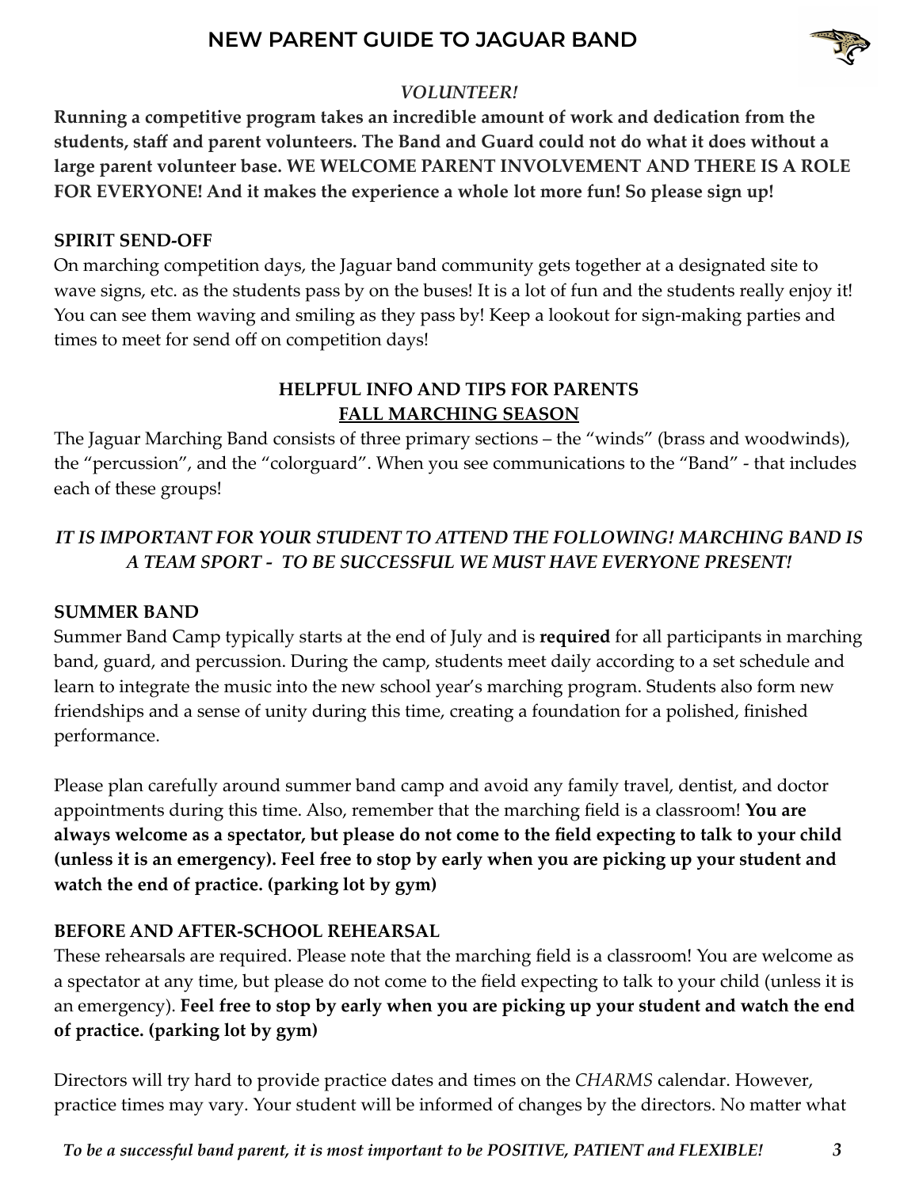*VOLUNTEER!*

**Running a competitive program takes an incredible amount of work and dedication from the students, staff and parent volunteers. The Band and Guard could not do what it does without a large parent volunteer base. WE WELCOME PARENT INVOLVEMENT AND THERE IS A ROLE FOR EVERYONE! And it makes the experience a whole lot more fun! So please sign up!**

**SPIRIT SEND-OFF**

On marching competition days, the Jaguar band community gets together at a designated site to wave signs, etc. as the students pass by on the buses! It is a lot of fun and the students really enjoy it! You can see them waving and smiling as they pass by! Keep a lookout for sign-making parties and times to meet for send off on competition days!

## HELPFUL INFO AND TIPS FOR PARENTS
## FALL MARCHING SEASON

The Jaguar Marching Band consists of three primary sections – the "winds" (brass and woodwinds), the "percussion", and the "colorguard". When you see communications to the "Band" - that includes each of these groups!

***IT IS IMPORTANT FOR YOUR STUDENT TO ATTEND THE FOLLOWING! MARCHING BAND IS A TEAM SPORT - TO BE SUCCESSFUL WE MUST HAVE EVERYONE PRESENT!***

**SUMMER BAND**

Summer Band Camp typically starts at the end of July and is **required** for all participants in marching band, guard, and percussion. During the camp, students meet daily according to a set schedule and learn to integrate the music into the new school year's marching program. Students also form new friendships and a sense of unity during this time, creating a foundation for a polished, finished performance.

Please plan carefully around summer band camp and avoid any family travel, dentist, and doctor appointments during this time. Also, remember that the marching field is a classroom! **You are always welcome as a spectator, but please do not come to the field expecting to talk to your child (unless it is an emergency). Feel free to stop by early when you are picking up your student and watch the end of practice. (parking lot by gym)**

**BEFORE AND AFTER-SCHOOL REHEARSAL**

These rehearsals are required. Please note that the marching field is a classroom! You are welcome as a spectator at any time, but please do not come to the field expecting to talk to your child (unless it is an emergency). **Feel free to stop by early when you are picking up your student and watch the end of practice. (parking lot by gym)**

Directors will try hard to provide practice dates and times on the *CHARMS* calendar. However, practice times may vary. Your student will be informed of changes by the directors. No matter what

*To be a successful band parent, it is most important to be POSITIVE, PATIENT and FLEXIBLE!*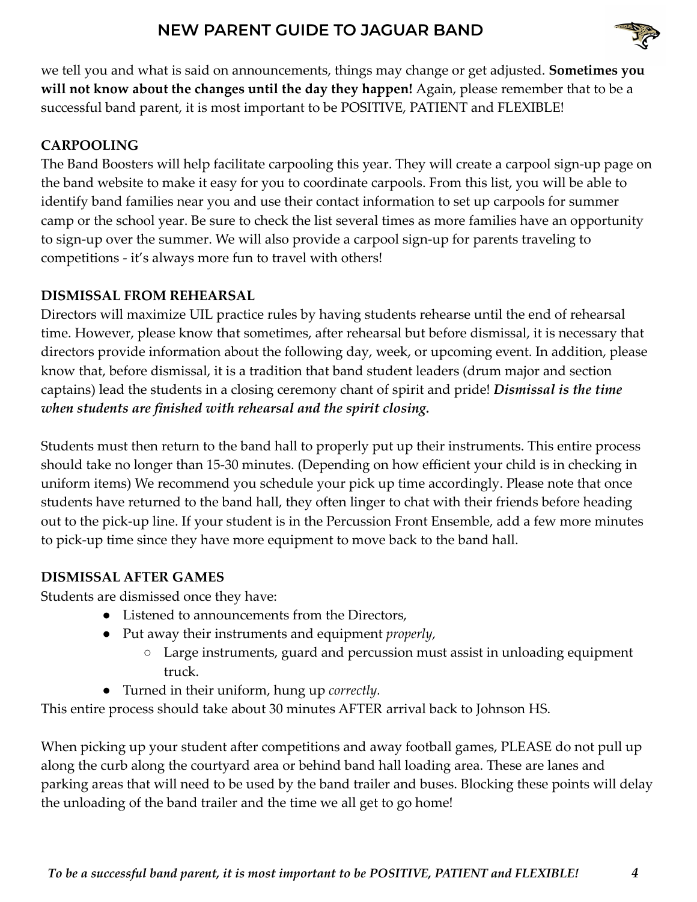we tell you and what is said on announcements, things may change or get adjusted. **Sometimes you will not know about the changes until the day they happen!** Again, please remember that to be a successful band parent, it is most important to be POSITIVE, PATIENT and FLEXIBLE!

**CARPOOLING**

The Band Boosters will help facilitate carpooling this year. They will create a carpool sign-up page on the band website to make it easy for you to coordinate carpools. From this list, you will be able to identify band families near you and use their contact information to set up carpools for summer camp or the school year. Be sure to check the list several times as more families have an opportunity to sign-up over the summer. We will also provide a carpool sign-up for parents traveling to competitions - it's always more fun to travel with others!

**DISMISSAL FROM REHEARSAL**

Directors will maximize UIL practice rules by having students rehearse until the end of rehearsal time. However, please know that sometimes, after rehearsal but before dismissal, it is necessary that directors provide information about the following day, week, or upcoming event. In addition, please know that, before dismissal, it is a tradition that band student leaders (drum major and section captains) lead the students in a closing ceremony chant of spirit and pride! ***Dismissal is the time when students are finished with rehearsal and the spirit closing.***

Students must then return to the band hall to properly put up their instruments. This entire process should take no longer than 15-30 minutes. (Depending on how efficient your child is in checking in uniform items) We recommend you schedule your pick up time accordingly. Please note that once students have returned to the band hall, they often linger to chat with their friends before heading out to the pick-up line. If your student is in the Percussion Front Ensemble, add a few more minutes to pick-up time since they have more equipment to move back to the band hall.

**DISMISSAL AFTER GAMES**

Students are dismissed once they have:

- Listened to announcements from the Directors,
- Put away their instruments and equipment *properly,*
  - Large instruments, guard and percussion must assist in unloading equipment truck.
- Turned in their uniform, hung up *correctly.*

This entire process should take about 30 minutes AFTER arrival back to Johnson HS.

When picking up your student after competitions and away football games, PLEASE do not pull up along the curb along the courtyard area or behind band hall loading area. These are lanes and parking areas that will need to be used by the band trailer and buses. Blocking these points will delay the unloading of the band trailer and the time we all get to go home!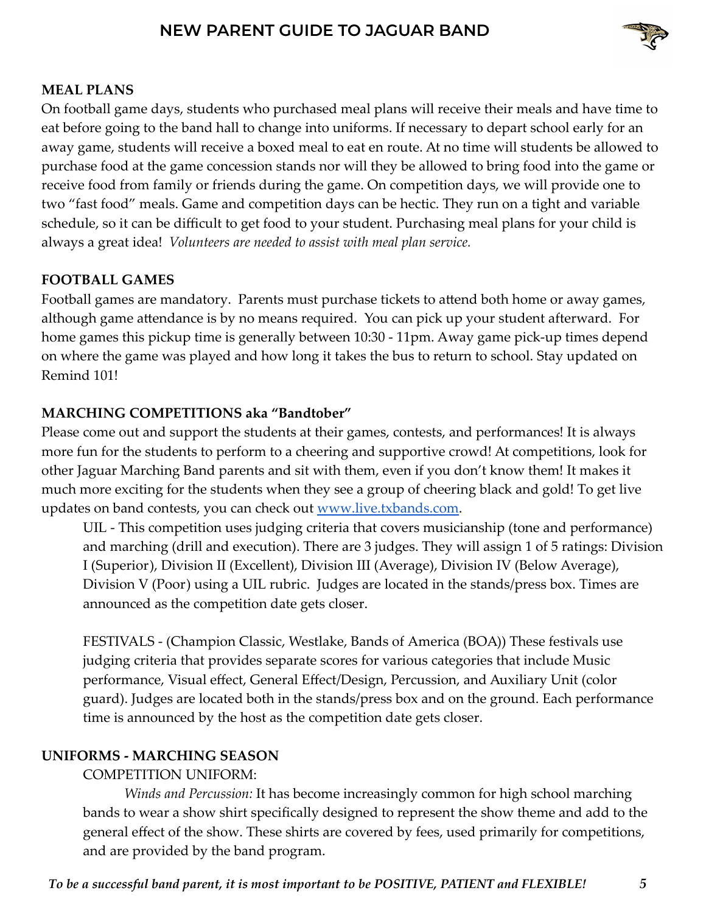## MEAL PLANS

On football game days, students who purchased meal plans will receive their meals and have time to eat before going to the band hall to change into uniforms. If necessary to depart school early for an away game, students will receive a boxed meal to eat en route. At no time will students be allowed to purchase food at the game concession stands nor will they be allowed to bring food into the game or receive food from family or friends during the game. On competition days, we will provide one to two "fast food" meals. Game and competition days can be hectic. They run on a tight and variable schedule, so it can be difficult to get food to your student. Purchasing meal plans for your child is always a great idea! *Volunteers are needed to assist with meal plan service.*

## FOOTBALL GAMES

Football games are mandatory. Parents must purchase tickets to attend both home or away games, although game attendance is by no means required. You can pick up your student afterward. For home games this pickup time is generally between 10:30 - 11pm. Away game pick-up times depend on where the game was played and how long it takes the bus to return to school. Stay updated on Remind 101!

## MARCHING COMPETITIONS aka "Bandtober"

Please come out and support the students at their games, contests, and performances! It is always more fun for the students to perform to a cheering and supportive crowd! At competitions, look for other Jaguar Marching Band parents and sit with them, even if you don't know them! It makes it much more exciting for the students when they see a group of cheering black and gold! To get live updates on band contests, you can check out [www.live.txbands.com](http://www.live.txbands.com).

UIL - This competition uses judging criteria that covers musicianship (tone and performance) and marching (drill and execution). There are 3 judges. They will assign 1 of 5 ratings: Division I (Superior), Division II (Excellent), Division III (Average), Division IV (Below Average), Division V (Poor) using a UIL rubric. Judges are located in the stands/press box. Times are announced as the competition date gets closer.

FESTIVALS - (Champion Classic, Westlake, Bands of America (BOA)) These festivals use judging criteria that provides separate scores for various categories that include Music performance, Visual effect, General Effect/Design, Percussion, and Auxiliary Unit (color guard). Judges are located both in the stands/press box and on the ground. Each performance time is announced by the host as the competition date gets closer.

## UNIFORMS - MARCHING SEASON

COMPETITION UNIFORM:

*Winds and Percussion:* It has become increasingly common for high school marching bands to wear a show shirt specifically designed to represent the show theme and add to the general effect of the show. These shirts are covered by fees, used primarily for competitions, and are provided by the band program.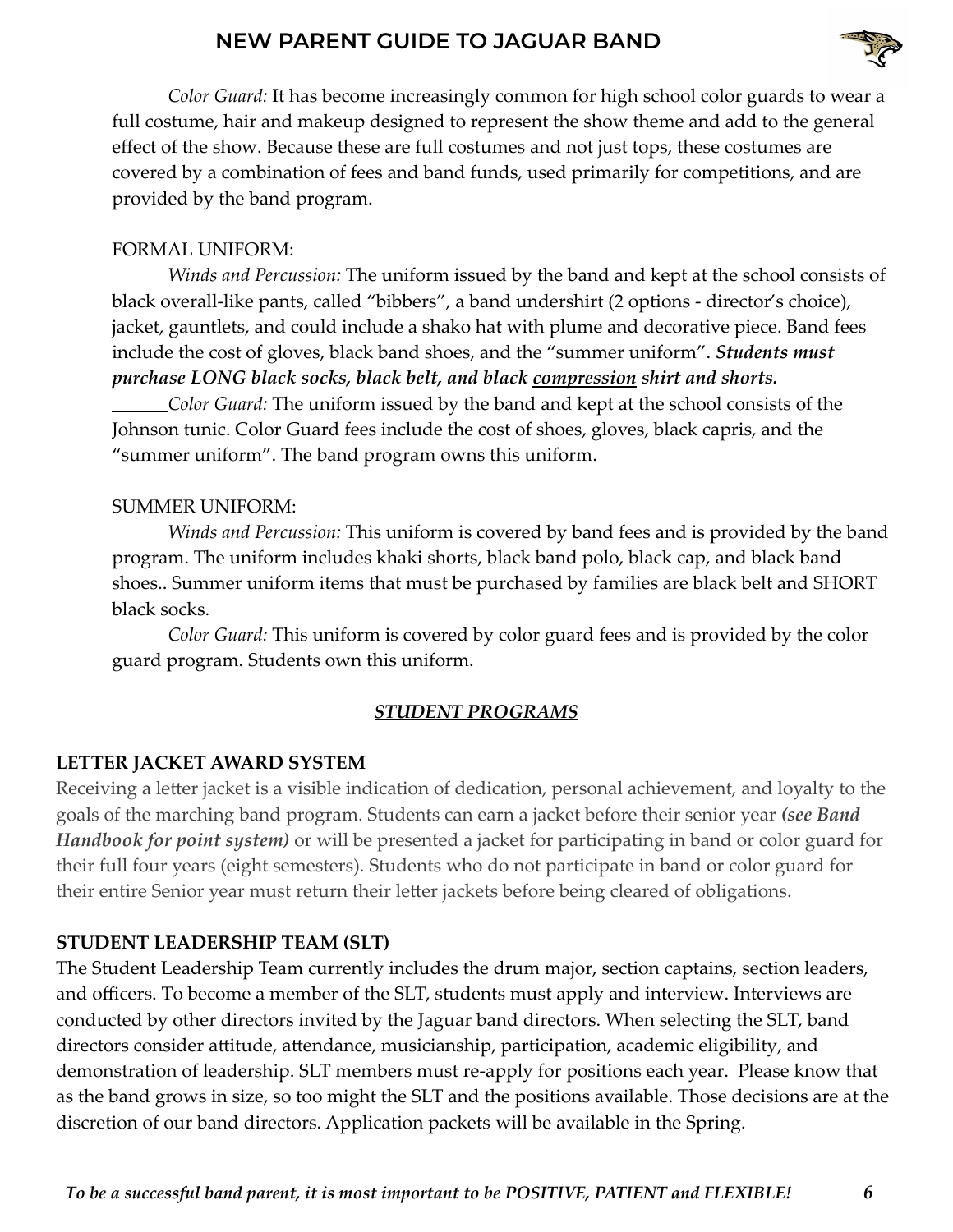*Color Guard:* It has become increasingly common for high school color guards to wear a full costume, hair and makeup designed to represent the show theme and add to the general effect of the show. Because these are full costumes and not just tops, these costumes are covered by a combination of fees and band funds, used primarily for competitions, and are provided by the band program.

FORMAL UNIFORM:

*Winds and Percussion:* The uniform issued by the band and kept at the school consists of black overall-like pants, called "bibbers", a band undershirt (2 options - director's choice), jacket, gauntlets, and could include a shako hat with plume and decorative piece. Band fees include the cost of gloves, black band shoes, and the "summer uniform". ***Students must purchase LONG black socks, black belt, and black <u>compression</u> shirt and shorts.***

*Color Guard:* The uniform issued by the band and kept at the school consists of the Johnson tunic. Color Guard fees include the cost of shoes, gloves, black capris, and the "summer uniform". The band program owns this uniform.

SUMMER UNIFORM:

*Winds and Percussion:* This uniform is covered by band fees and is provided by the band program. The uniform includes khaki shorts, black band polo, black cap, and black band shoes.. Summer uniform items that must be purchased by families are black belt and SHORT black socks.

*Color Guard:* This uniform is covered by color guard fees and is provided by the color guard program. Students own this uniform.

## ***<u>STUDENT PROGRAMS</u>***

### LETTER JACKET AWARD SYSTEM

Receiving a letter jacket is a visible indication of dedication, personal achievement, and loyalty to the goals of the marching band program. Students can earn a jacket before their senior year ***(see Band Handbook for point system)*** or will be presented a jacket for participating in band or color guard for their full four years (eight semesters). Students who do not participate in band or color guard for their entire Senior year must return their letter jackets before being cleared of obligations.

### STUDENT LEADERSHIP TEAM (SLT)

The Student Leadership Team currently includes the drum major, section captains, section leaders, and officers. To become a member of the SLT, students must apply and interview. Interviews are conducted by other directors invited by the Jaguar band directors. When selecting the SLT, band directors consider attitude, attendance, musicianship, participation, academic eligibility, and demonstration of leadership. SLT members must re-apply for positions each year. Please know that as the band grows in size, so too might the SLT and the positions available. Those decisions are at the discretion of our band directors. Application packets will be available in the Spring.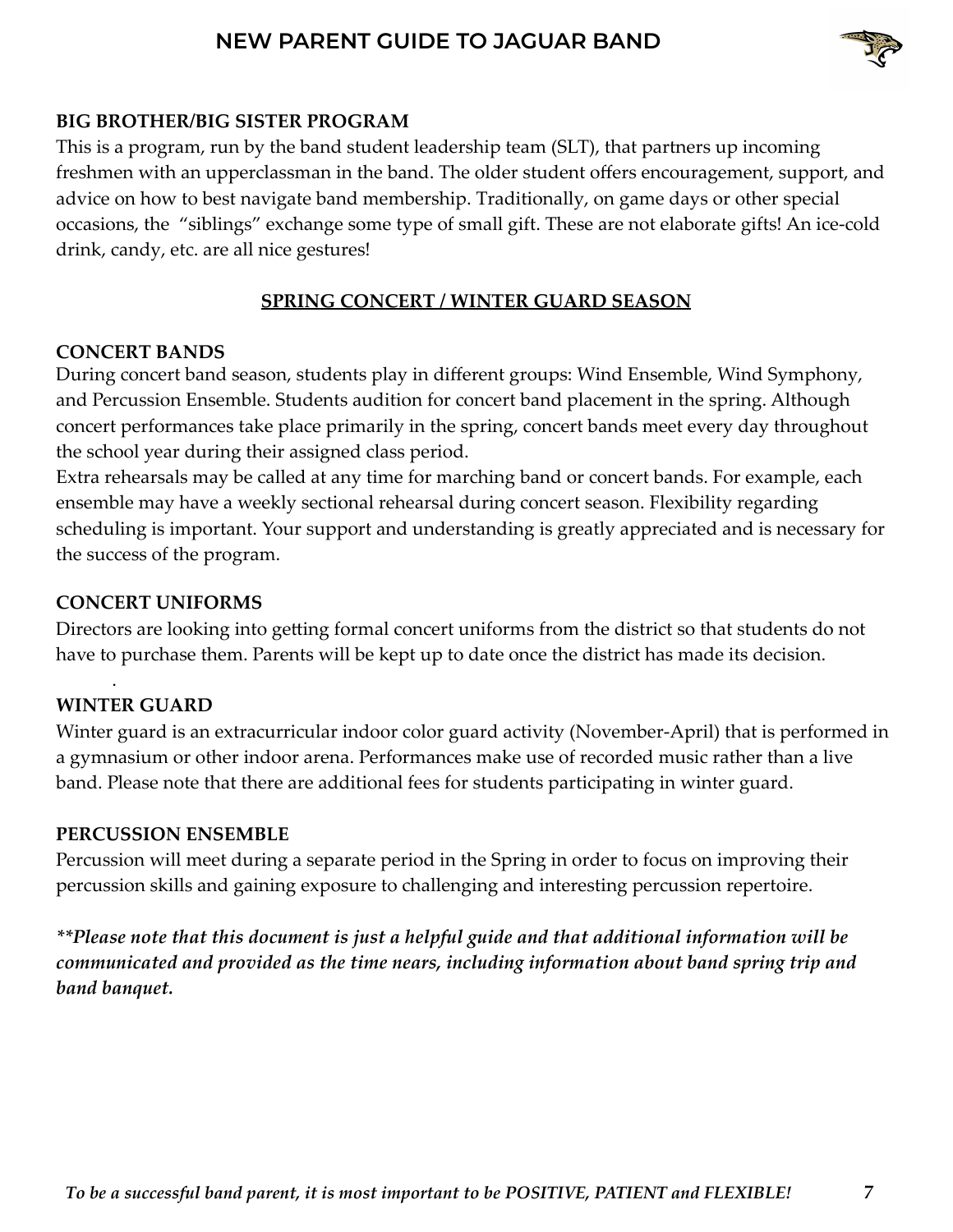**BIG BROTHER/BIG SISTER PROGRAM**

This is a program, run by the band student leadership team (SLT), that partners up incoming freshmen with an upperclassman in the band. The older student offers encouragement, support, and advice on how to best navigate band membership. Traditionally, on game days or other special occasions, the "siblings" exchange some type of small gift. These are not elaborate gifts! An ice-cold drink, candy, etc. are all nice gestures!

## SPRING CONCERT / WINTER GUARD SEASON

**CONCERT BANDS**

During concert band season, students play in different groups: Wind Ensemble, Wind Symphony, and Percussion Ensemble. Students audition for concert band placement in the spring. Although concert performances take place primarily in the spring, concert bands meet every day throughout the school year during their assigned class period.

Extra rehearsals may be called at any time for marching band or concert bands. For example, each ensemble may have a weekly sectional rehearsal during concert season. Flexibility regarding scheduling is important. Your support and understanding is greatly appreciated and is necessary for the success of the program.

**CONCERT UNIFORMS**

Directors are looking into getting formal concert uniforms from the district so that students do not have to purchase them. Parents will be kept up to date once the district has made its decision.

**WINTER GUARD**

Winter guard is an extracurricular indoor color guard activity (November-April) that is performed in a gymnasium or other indoor arena. Performances make use of recorded music rather than a live band. Please note that there are additional fees for students participating in winter guard.

**PERCUSSION ENSEMBLE**

Percussion will meet during a separate period in the Spring in order to focus on improving their percussion skills and gaining exposure to challenging and interesting percussion repertoire.

***\*\*Please note that this document is just a helpful guide and that additional information will be communicated and provided as the time nears, including information about band spring trip and band banquet.***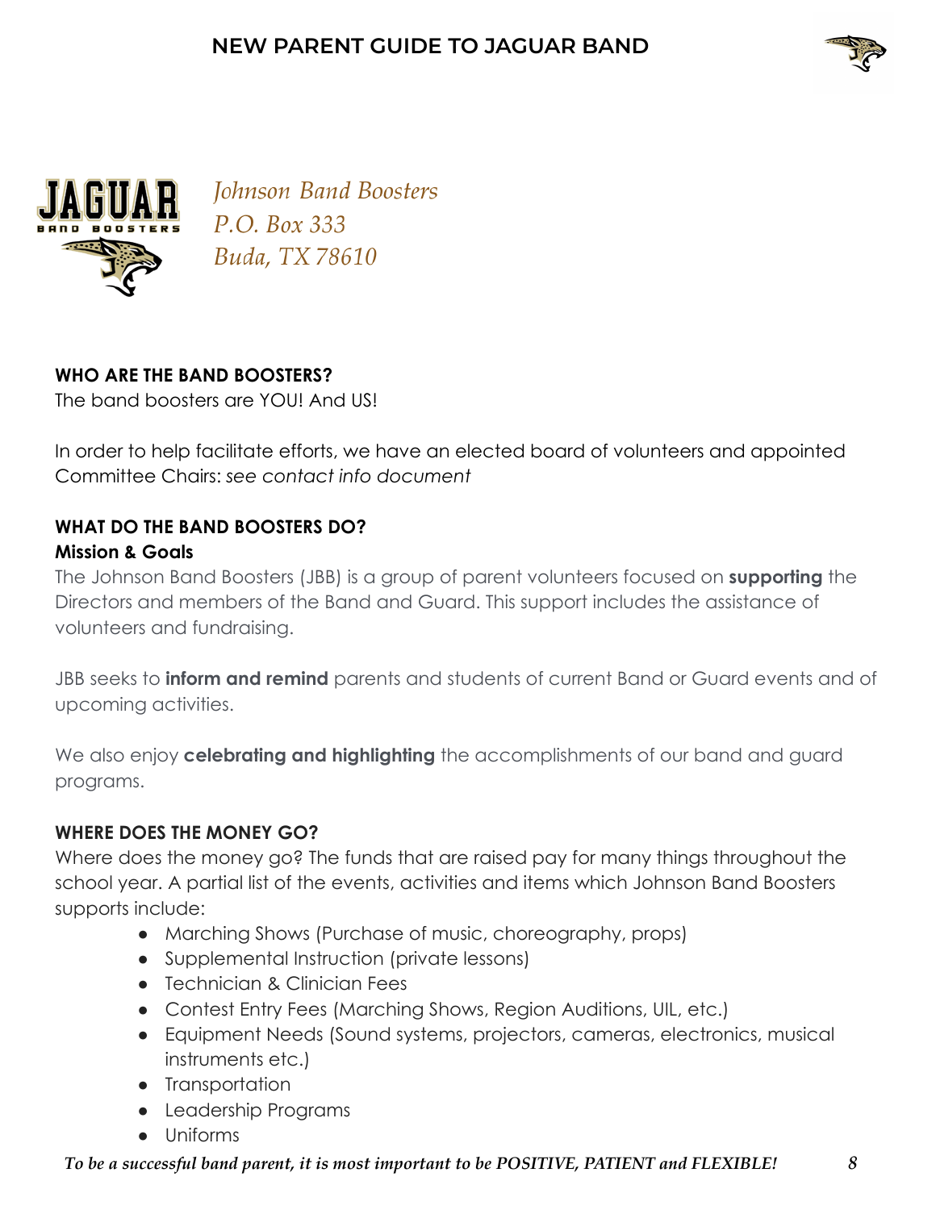Johnson Band Boosters
P.O. Box 333
Buda, TX 78610

**WHO ARE THE BAND BOOSTERS?**

The band boosters are YOU! And US!

In order to help facilitate efforts, we have an elected board of volunteers and appointed Committee Chairs: *see contact info document*

**WHAT DO THE BAND BOOSTERS DO?**

**Mission & Goals**

The Johnson Band Boosters (JBB) is a group of parent volunteers focused on **supporting** the Directors and members of the Band and Guard. This support includes the assistance of volunteers and fundraising.

JBB seeks to **inform and remind** parents and students of current Band or Guard events and of upcoming activities.

We also enjoy **celebrating and highlighting** the accomplishments of our band and guard programs.

**WHERE DOES THE MONEY GO?**

Where does the money go? The funds that are raised pay for many things throughout the school year. A partial list of the events, activities and items which Johnson Band Boosters supports include:

- Marching Shows (Purchase of music, choreography, props)
- Supplemental Instruction (private lessons)
- Technician & Clinician Fees
- Contest Entry Fees (Marching Shows, Region Auditions, UIL, etc.)
- Equipment Needs (Sound systems, projectors, cameras, electronics, musical instruments etc.)
- Transportation
- Leadership Programs
- Uniforms

***To be a successful band parent, it is most important to be POSITIVE, PATIENT and FLEXIBLE!***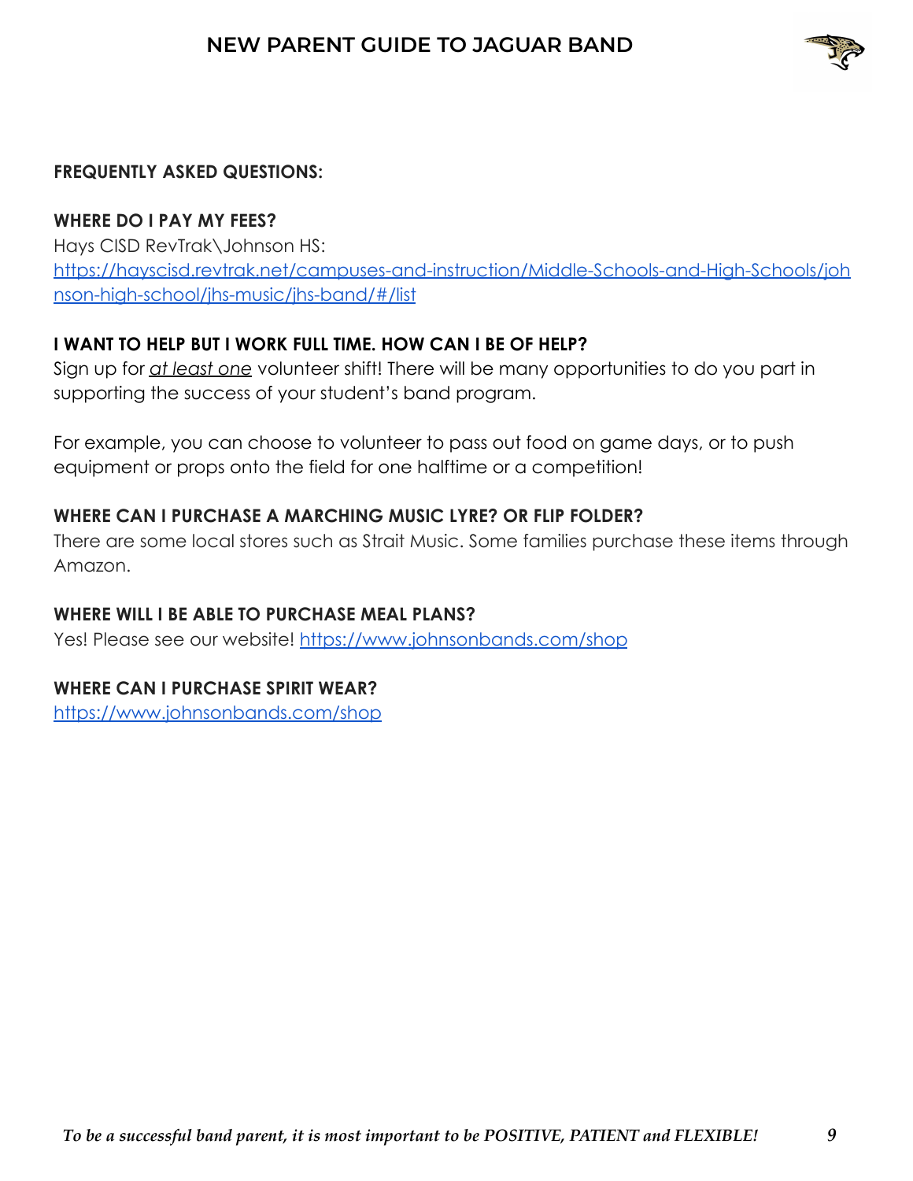**FREQUENTLY ASKED QUESTIONS:**

**WHERE DO I PAY MY FEES?**
Hays CISD RevTrak\Johnson HS:
https://hayscisd.revtrak.net/campuses-and-instruction/Middle-Schools-and-High-Schools/johnson-high-school/jhs-music/jhs-band/#/list

**I WANT TO HELP BUT I WORK FULL TIME. HOW CAN I BE OF HELP?**
Sign up for *at least one* volunteer shift! There will be many opportunities to do you part in supporting the success of your student's band program.

For example, you can choose to volunteer to pass out food on game days, or to push equipment or props onto the field for one halftime or a competition!

**WHERE CAN I PURCHASE A MARCHING MUSIC LYRE? OR FLIP FOLDER?**
There are some local stores such as Strait Music. Some families purchase these items through Amazon.

**WHERE WILL I BE ABLE TO PURCHASE MEAL PLANS?**
Yes! Please see our website! https://www.johnsonbands.com/shop

**WHERE CAN I PURCHASE SPIRIT WEAR?**
https://www.johnsonbands.com/shop

*To be a successful band parent, it is most important to be POSITIVE, PATIENT and FLEXIBLE!*